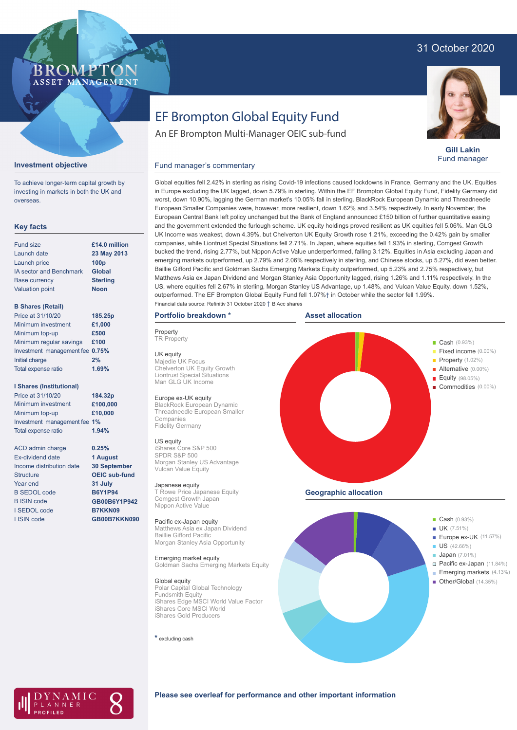31 October 2020

# EF Brompton Global Equity Fund

An EF Brompton Multi-Manager OEIC sub-fund

**Gill Lakin**
Fund manager

## Investment objective

To achieve longer-term capital growth by investing in markets in both the UK and overseas.

## Key facts

| | |
|---|---|
| Fund size | **£14.0 million** |
| Launch date | **23 May 2013** |
| Launch price | **100p** |
| IA sector and Benchmark | **Global** |
| Base currency | **Sterling** |
| Valuation point | **Noon** |

**B Shares (Retail)**

| | |
|---|---|
| Price at 31/10/20 | **185.25p** |
| Minimum investment | **£1,000** |
| Minimum top-up | **£500** |
| Minimum regular savings | **£100** |
| Investment management fee | **0.75%** |
| Initial charge | **2%** |
| Total expense ratio | **1.69%** |

**I Shares (Institutional)**

| | |
|---|---|
| Price at 31/10/20 | **184.32p** |
| Minimum investment | **£100,000** |
| Minimum top-up | **£10,000** |
| Investment management fee | **1%** |
| Total expense ratio | **1.94%** |

| | |
|---|---|
| ACD admin charge | **0.25%** |
| Ex-dividend date | **1 August** |
| Income distribution date | **30 September** |
| Structure | **OEIC sub-fund** |
| Year end | **31 July** |
| B SEDOL code | **B6Y1P94** |
| B ISIN code | **GB00B6Y1P942** |
| I SEDOL code | **B7KKN09** |
| I ISIN code | **GB00B7KKN090** |

## Fund manager's commentary

Global equities fell 2.42% in sterling as rising Covid-19 infections caused lockdowns in France, Germany and the UK. Equities in Europe excluding the UK lagged, down 5.79% in sterling. Within the EF Brompton Global Equity Fund, Fidelity Germany did worst, down 10.90%, lagging the German market's 10.05% fall in sterling. BlackRock European Dynamic and Threadneedle European Smaller Companies were, however, more resilient, down 1.62% and 3.54% respectively. In early November, the European Central Bank left policy unchanged but the Bank of England announced £150 billion of further quantitative easing and the government extended the furlough scheme. UK equity holdings proved resilient as UK equities fell 5.06%. Man GLG UK Income was weakest, down 4.39%, but Chelverton UK Equity Growth rose 1.21%, exceeding the 0.42% gain by smaller companies, while Liontrust Special Situations fell 2.71%. In Japan, where equities fell 1.93% in sterling, Comgest Growth bucked the trend, rising 2.77%, but Nippon Active Value underperformed, falling 3.12%. Equities in Asia excluding Japan and emerging markets outperformed, up 2.79% and 2.06% respectively in sterling, and Chinese stocks, up 5.27%, did even better. Baillie Gifford Pacific and Goldman Sachs Emerging Markets Equity outperformed, up 5.23% and 2.75% respectively, but Matthews Asia ex Japan Dividend and Morgan Stanley Asia Opportunity lagged, rising 1.26% and 1.11% respectively. In the US, where equities fell 2.67% in sterling, Morgan Stanley US Advantage, up 1.48%, and Vulcan Value Equity, down 1.52%, outperformed. The EF Brompton Global Equity Fund fell 1.07%† in October while the sector fell 1.99%.

Financial data source: Refinitiv 31 October 2020 † B Acc shares

## Portfolio breakdown *

**Property**
TR Property

**UK equity**
Majedie UK Focus
Chelverton UK Equity Growth
Liontrust Special Situations
Man GLG UK Income

**Europe ex-UK equity**
BlackRock European Dynamic
Threadneedle European Smaller Companies
Fidelity Germany

**US equity**
iShares Core S&P 500
SPDR S&P 500
Morgan Stanley US Advantage
Vulcan Value Equity

**Japanese equity**
T Rowe Price Japanese Equity
Comgest Growth Japan
Nippon Active Value

**Pacific ex-Japan equity**
Matthews Asia ex Japan Dividend
Baillie Gifford Pacific
Morgan Stanley Asia Opportunity

**Emerging market equity**
Goldman Sachs Emerging Markets Equity

**Global equity**
Polar Capital Global Technology
Fundsmith Equity
iShares Edge MSCI World Value Factor
iShares Core MSCI World
iShares Gold Producers

\* excluding cash

## Asset allocation

- Cash (0.93%)
- Fixed income (0.00%)
- Property (1.02%)
- Alternative (0.00%)
- Equity (98.05%)
- Commodities (0.00%)

## Geographic allocation

- Cash (0.93%)
- UK (7.51%)
- Europe ex-UK (11.57%)
- US (42.66%)
- Japan (7.01%)
- Pacific ex-Japan (11.84%)
- Emerging markets (4.13%)
- Other/Global (14.35%)

**Please see overleaf for performance and other important information**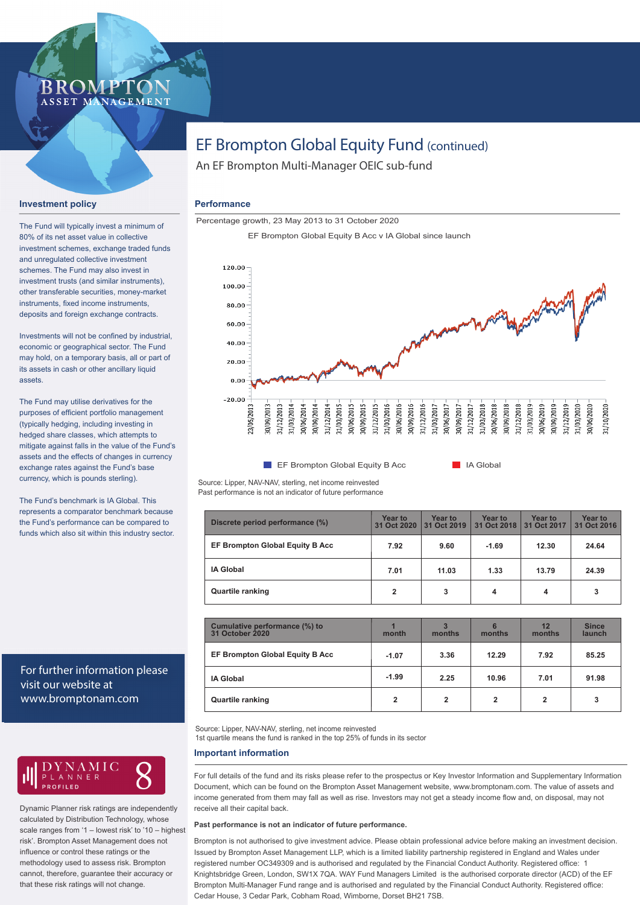# EF Brompton Global Equity Fund (continued)

An EF Brompton Multi-Manager OEIC sub-fund

## Investment policy

The Fund will typically invest a minimum of 80% of its net asset value in collective investment schemes, exchange traded funds and unregulated collective investment schemes. The Fund may also invest in investment trusts (and similar instruments), other transferable securities, money-market instruments, fixed income instruments, deposits and foreign exchange contracts.

Investments will not be confined by industrial, economic or geographical sector. The Fund may hold, on a temporary basis, all or part of its assets in cash or other ancillary liquid assets.

The Fund may utilise derivatives for the purposes of efficient portfolio management (typically hedging, including investing in hedged share classes, which attempts to mitigate against falls in the value of the Fund's assets and the effects of changes in currency exchange rates against the Fund's base currency, which is pounds sterling).

The Fund's benchmark is IA Global. This represents a comparator benchmark because the Fund's performance can be compared to funds which also sit within this industry sector.

For further information please visit our website at www.bromptonam.com

DYNAMIC PLANNER PROFILED 8

Dynamic Planner risk ratings are independently calculated by Distribution Technology, whose scale ranges from '1 – lowest risk' to '10 – highest risk'. Brompton Asset Management does not influence or control these ratings or the methodology used to assess risk. Brompton cannot, therefore, guarantee their accuracy or that these risk ratings will not change.

## Performance

Percentage growth, 23 May 2013 to 31 October 2020

EF Brompton Global Equity B Acc v IA Global since launch

120.00
100.00
80.00
60.00
40.00
20.00
0.00
-20.00

23/05/2013, 30/09/2013, 31/12/2013, 31/03/2014, 30/06/2014, 30/09/2014, 31/12/2014, 31/03/2015, 30/06/2015, 30/09/2015, 31/12/2015, 31/03/2016, 30/06/2016, 30/09/2016, 31/12/2016, 31/03/2017, 30/06/2017, 30/09/2017, 31/12/2017, 31/03/2018, 30/06/2018, 30/09/2018, 31/12/2018, 31/03/2019, 30/06/2019, 30/09/2019, 31/12/2019, 31/03/2020, 30/06/2020, 31/10/2020

EF Brompton Global Equity B Acc
IA Global

Source: Lipper, NAV-NAV, sterling, net income reinvested
Past performance is not an indicator of future performance

| Discrete period performance (%) | Year to 31 Oct 2020 | Year to 31 Oct 2019 | Year to 31 Oct 2018 | Year to 31 Oct 2017 | Year to 31 Oct 2016 |
|---|---|---|---|---|---|
| EF Brompton Global Equity B Acc | 7.92 | 9.60 | -1.69 | 12.30 | 24.64 |
| IA Global | 7.01 | 11.03 | 1.33 | 13.79 | 24.39 |
| Quartile ranking | 2 | 3 | 4 | 4 | 3 |

| Cumulative performance (%) to 31 October 2020 | 1 month | 3 months | 6 months | 12 months | Since launch |
|---|---|---|---|---|---|
| EF Brompton Global Equity B Acc | -1.07 | 3.36 | 12.29 | 7.92 | 85.25 |
| IA Global | -1.99 | 2.25 | 10.96 | 7.01 | 91.98 |
| Quartile ranking | 2 | 2 | 2 | 2 | 3 |

Source: Lipper, NAV-NAV, sterling, net income reinvested
1st quartile means the fund is ranked in the top 25% of funds in its sector

## Important information

For full details of the fund and its risks please refer to the prospectus or Key Investor Information and Supplementary Information Document, which can be found on the Brompton Asset Management website, www.bromptonam.com. The value of assets and income generated from them may fall as well as rise. Investors may not get a steady income flow and, on disposal, may not receive all their capital back.

**Past performance is not an indicator of future performance.**

Brompton is not authorised to give investment advice. Please obtain professional advice before making an investment decision. Issued by Brompton Asset Management LLP, which is a limited liability partnership registered in England and Wales under registered number OC349309 and is authorised and regulated by the Financial Conduct Authority. Registered office: 1 Knightsbridge Green, London, SW1X 7QA. WAY Fund Managers Limited is the authorised corporate director (ACD) of the EF Brompton Multi-Manager Fund range and is authorised and regulated by the Financial Conduct Authority. Registered office: Cedar House, 3 Cedar Park, Cobham Road, Wimborne, Dorset BH21 7SB.